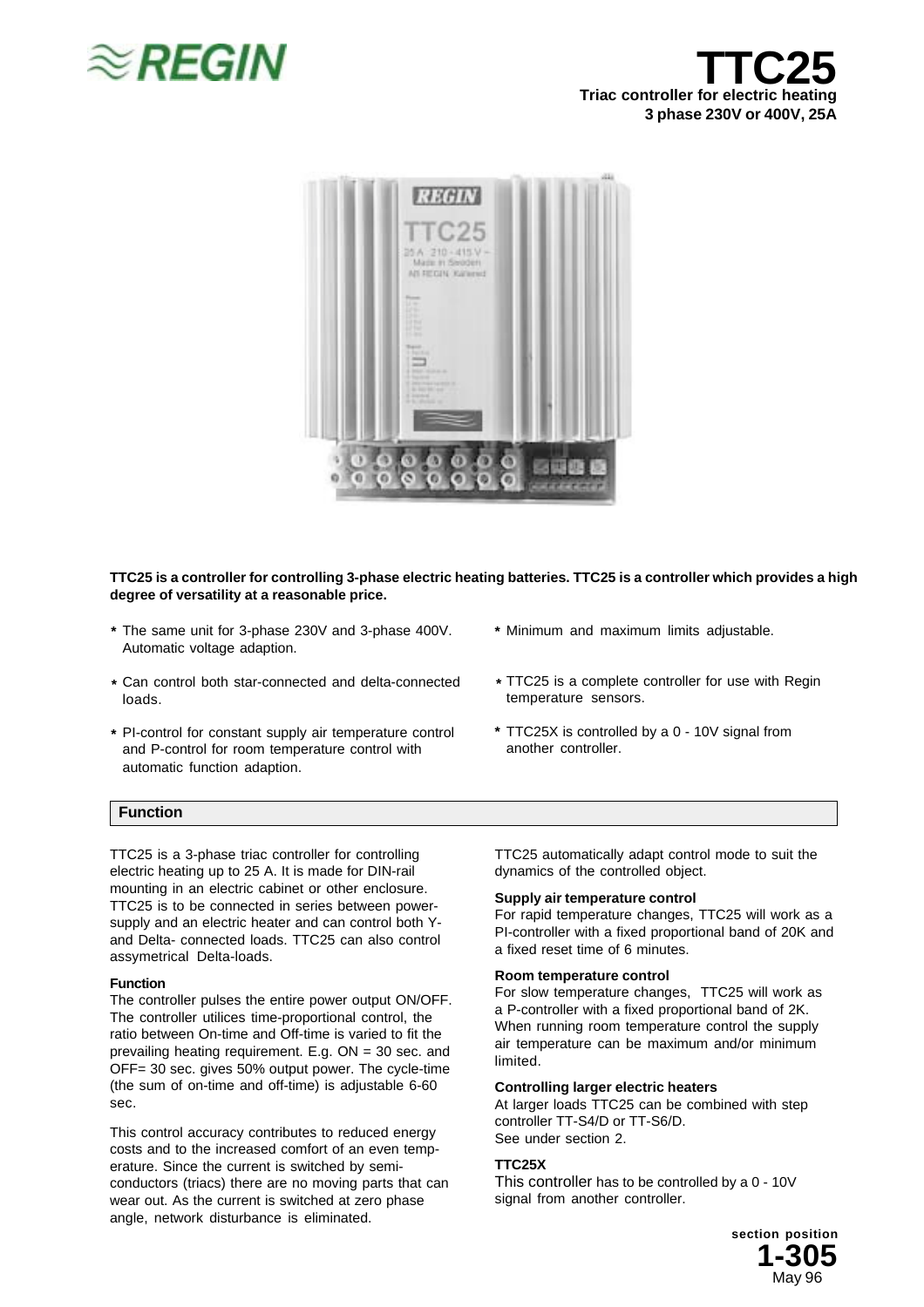# TTC25

**Triac controller for electric heating**
**3 phase 230V or 400V, 25A**

**TTC25 is a controller for controlling 3-phase electric heating batteries. TTC25 is a controller which provides a high degree of versatility at a reasonable price.**

- The same unit for 3-phase 230V and 3-phase 400V. Automatic voltage adaption.
- Can control both star-connected and delta-connected loads.
- PI-control for constant supply air temperature control and P-control for room temperature control with automatic function adaption.
- Minimum and maximum limits adjustable.
- TTC25 is a complete controller for use with Regin temperature sensors.
- TTC25X is controlled by a 0 - 10V signal from another controller.

## Function

TTC25 is a 3-phase triac controller for controlling electric heating up to 25 A. It is made for DIN-rail mounting in an electric cabinet or other enclosure. TTC25 is to be connected in series between power-supply and an electric heater and can control both Y- and Delta- connected loads. TTC25 can also control assymetrical Delta-loads.

#### Function

The controller pulses the entire power output ON/OFF. The controller utilices time-proportional control, the ratio between On-time and Off-time is varied to fit the prevailing heating requirement. E.g. ON = 30 sec. and OFF= 30 sec. gives 50% output power. The cycle-time (the sum of on-time and off-time) is adjustable 6-60 sec.

This control accuracy contributes to reduced energy costs and to the increased comfort of an even temperature. Since the current is switched by semiconductors (triacs) there are no moving parts that can wear out. As the current is switched at zero phase angle, network disturbance is eliminated.

TTC25 automatically adapt control mode to suit the dynamics of the controlled object.

#### Supply air temperature control

For rapid temperature changes, TTC25 will work as a PI-controller with a fixed proportional band of 20K and a fixed reset time of 6 minutes.

#### Room temperature control

For slow temperature changes, TTC25 will work as a P-controller with a fixed proportional band of 2K. When running room temperature control the supply air temperature can be maximum and/or minimum limited.

#### Controlling larger electric heaters

At larger loads TTC25 can be combined with step controller TT-S4/D or TT-S6/D.
See under section 2.

#### TTC25X

This controller has to be controlled by a 0 - 10V signal from another controller.

section position
**1-305**
May 96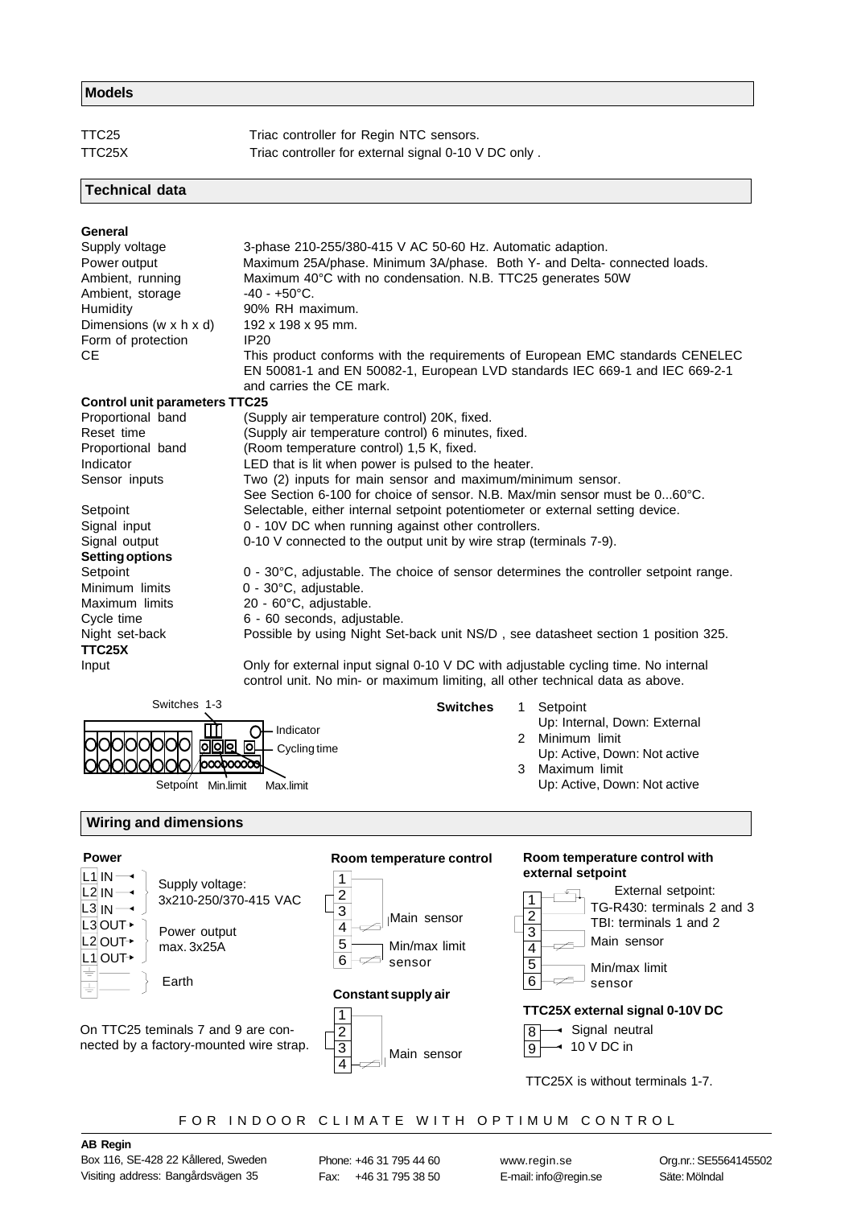## Models

| | |
|---|---|
| TTC25 | Triac controller for Regin NTC sensors. |
| TTC25X | Triac controller for external signal 0-10 V DC only . |

## Technical data

**General**

| | |
|---|---|
| Supply voltage | 3-phase 210-255/380-415 V AC 50-60 Hz. Automatic adaption. |
| Power output | Maximum 25A/phase. Minimum 3A/phase. Both Y- and Delta- connected loads. |
| Ambient, running | Maximum 40°C with no condensation. N.B. TTC25 generates 50W |
| Ambient, storage | -40 - +50°C. |
| Humidity | 90% RH maximum. |
| Dimensions (w x h x d) | 192 x 198 x 95 mm. |
| Form of protection | IP20 |
| CE | This product conforms with the requirements of European EMC standards CENELEC EN 50081-1 and EN 50082-1, European LVD standards IEC 669-1 and IEC 669-2-1 and carries the CE mark. |

**Control unit parameters TTC25**

| | |
|---|---|
| Proportional band | (Supply air temperature control) 20K, fixed. |
| Reset time | (Supply air temperature control) 6 minutes, fixed. |
| Proportional band | (Room temperature control) 1,5 K, fixed. |
| Indicator | LED that is lit when power is pulsed to the heater. |
| Sensor inputs | Two (2) inputs for main sensor and maximum/minimum sensor. See Section 6-100 for choice of sensor. N.B. Max/min sensor must be 0...60°C. |
| Setpoint | Selectable, either internal setpoint potentiometer or external setting device. |
| Signal input | 0 - 10V DC when running against other controllers. |
| Signal output | 0-10 V connected to the output unit by wire strap (terminals 7-9). |

**Setting options**

| | |
|---|---|
| Setpoint | 0 - 30°C, adjustable. The choice of sensor determines the controller setpoint range. |
| Minimum limits | 0 - 30°C, adjustable. |
| Maximum limits | 20 - 60°C, adjustable. |
| Cycle time | 6 - 60 seconds, adjustable. |
| Night set-back | Possible by using Night Set-back unit NS/D , see datasheet section 1 position 325. |

**TTC25X**

| | |
|---|---|
| Input | Only for external input signal 0-10 V DC with adjustable cycling time. No internal control unit. No min- or maximum limiting, all other technical data as above. |

Switches 1-3
Indicator
Cycling time
Setpoint Min.limit Max.limit

**Switches**

1. Setpoint
   Up: Internal, Down: External
2. Minimum limit
   Up: Active, Down: Not active
3. Maximum limit
   Up: Active, Down: Not active

## Wiring and dimensions

**Power**

L1 IN
L2 IN
L3 IN
Supply voltage: 3x210-250/370-415 VAC

L3 OUT
L2 OUT
L1 OUT
Power output max. 3x25A

Earth

On TTC25 teminals 7 and 9 are connected by a factory-mounted wire strap.

**Room temperature control**

1
2
3
4 Main sensor
5 Min/max limit
6 sensor

**Constant supply air**

1
2
3
4 Main sensor

**Room temperature control with external setpoint**

External setpoint:
TG-R430: terminals 2 and 3
TBI: terminals 1 and 2
Main sensor
Min/max limit sensor

**TTC25X external signal 0-10V DC**

8 Signal neutral
9 10 V DC in

TTC25X is without terminals 1-7.

FOR INDOOR CLIMATE WITH OPTIMUM CONTROL

**AB Regin**
Box 116, SE-428 22 Kållered, Sweden
Visiting address: Bangårdsvägen 35

Phone: +46 31 795 44 60
Fax: +46 31 795 38 50

www.regin.se
E-mail: info@regin.se

Org.nr.: SE5564145502
Säte: Mölndal